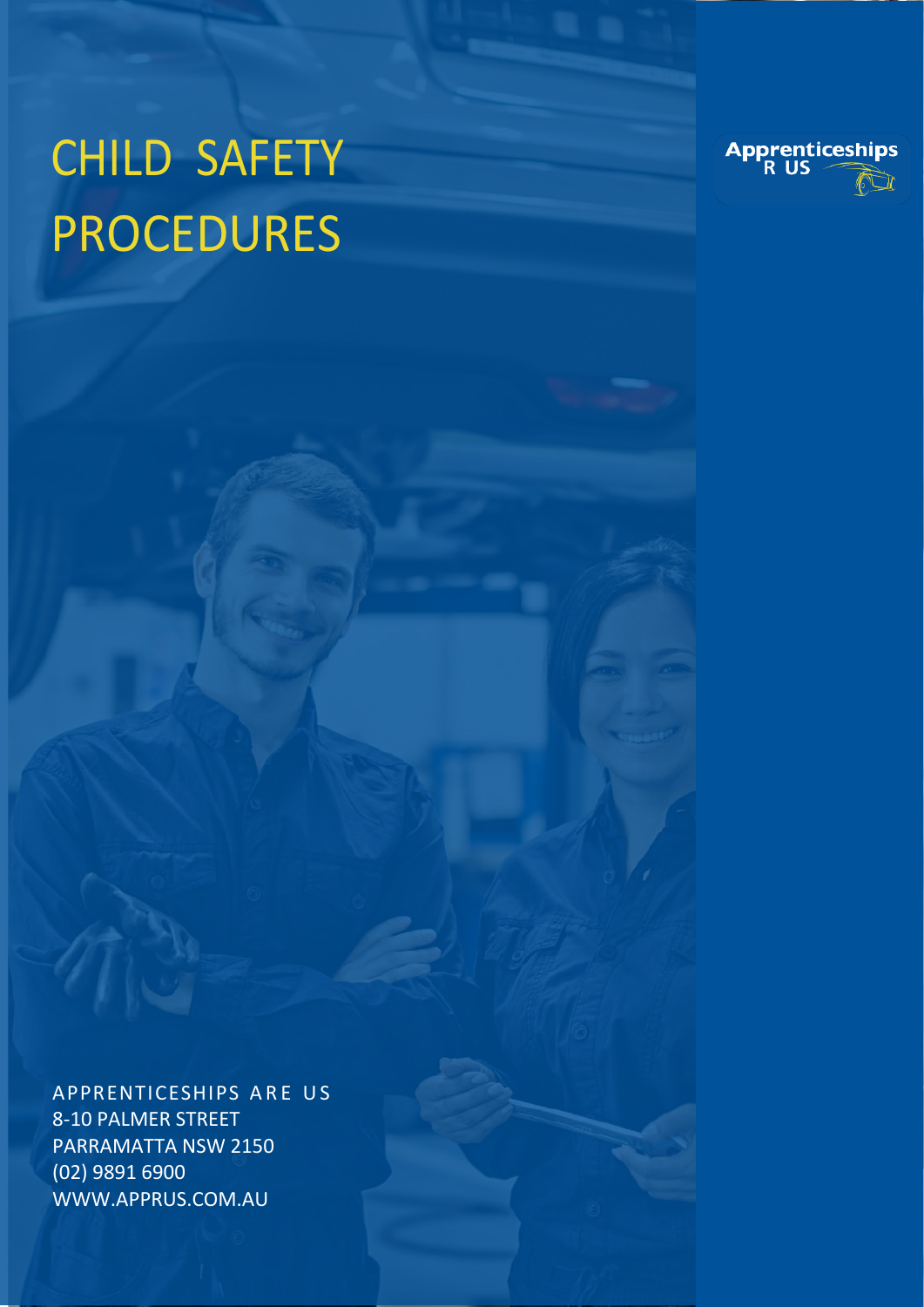# CHILD SAFETY PROCEDURES

Apprenticeships R US

APPRENTICESHIPS ARE US
8-10 PALMER STREET
PARRAMATTA NSW 2150
(02) 9891 6900
WWW.APPRUS.COM.AU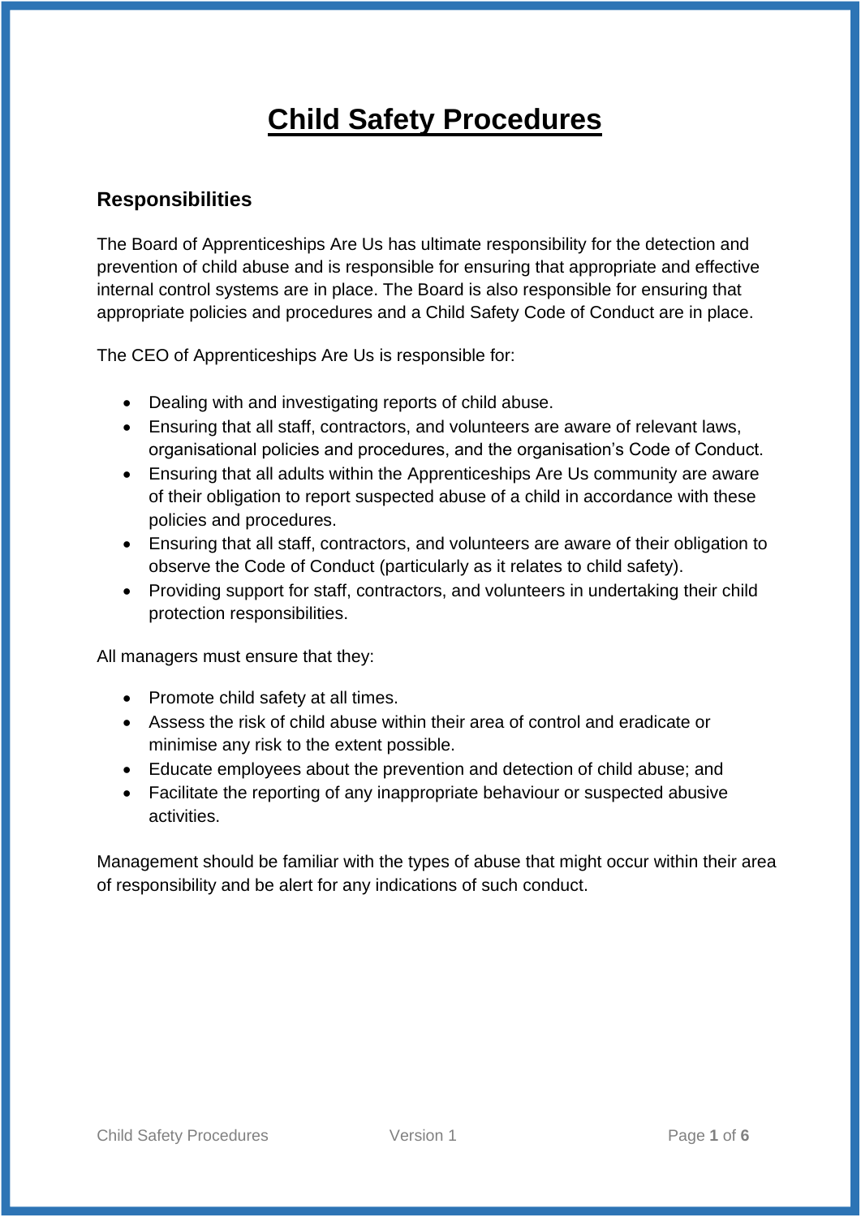# Child Safety Procedures

## Responsibilities

The Board of Apprenticeships Are Us has ultimate responsibility for the detection and prevention of child abuse and is responsible for ensuring that appropriate and effective internal control systems are in place. The Board is also responsible for ensuring that appropriate policies and procedures and a Child Safety Code of Conduct are in place.

The CEO of Apprenticeships Are Us is responsible for:

- Dealing with and investigating reports of child abuse.
- Ensuring that all staff, contractors, and volunteers are aware of relevant laws, organisational policies and procedures, and the organisation's Code of Conduct.
- Ensuring that all adults within the Apprenticeships Are Us community are aware of their obligation to report suspected abuse of a child in accordance with these policies and procedures.
- Ensuring that all staff, contractors, and volunteers are aware of their obligation to observe the Code of Conduct (particularly as it relates to child safety).
- Providing support for staff, contractors, and volunteers in undertaking their child protection responsibilities.

All managers must ensure that they:

- Promote child safety at all times.
- Assess the risk of child abuse within their area of control and eradicate or minimise any risk to the extent possible.
- Educate employees about the prevention and detection of child abuse; and
- Facilitate the reporting of any inappropriate behaviour or suspected abusive activities.

Management should be familiar with the types of abuse that might occur within their area of responsibility and be alert for any indications of such conduct.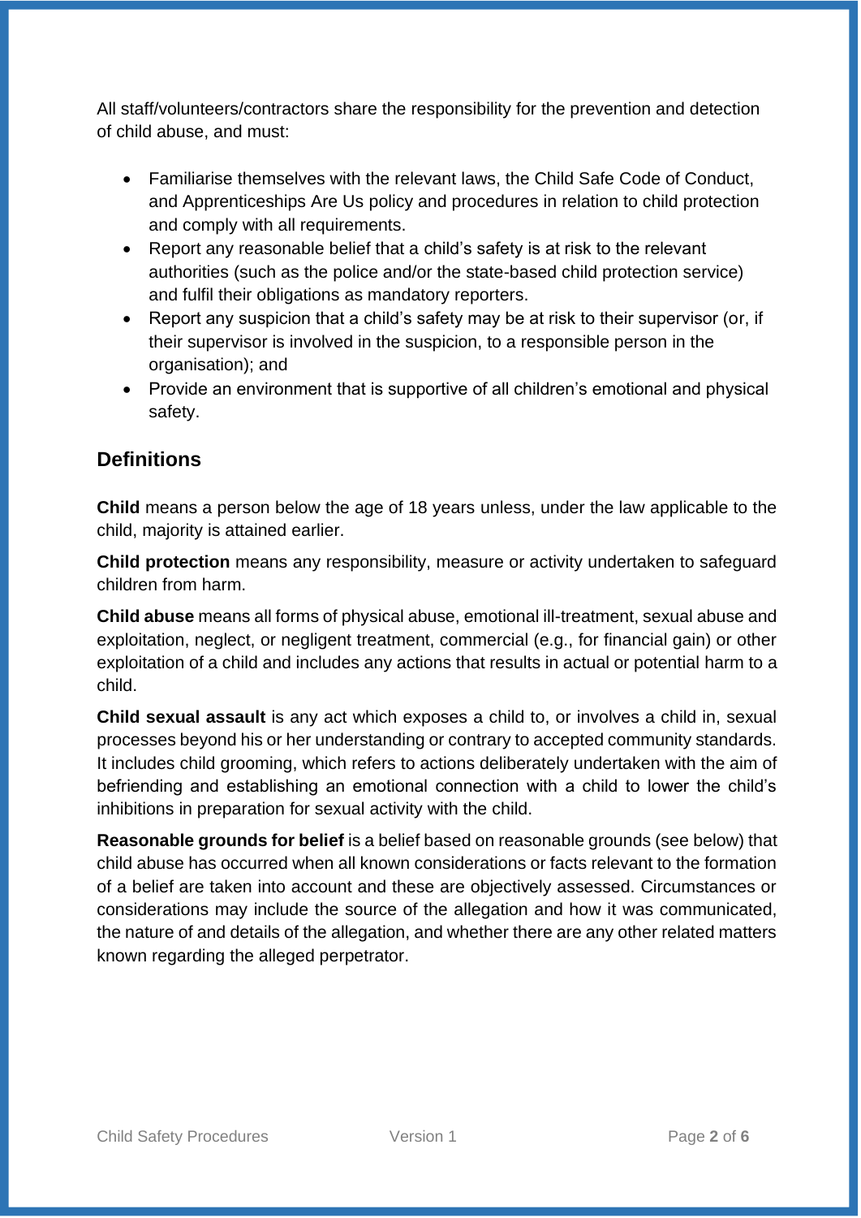All staff/volunteers/contractors share the responsibility for the prevention and detection of child abuse, and must:

- Familiarise themselves with the relevant laws, the Child Safe Code of Conduct, and Apprenticeships Are Us policy and procedures in relation to child protection and comply with all requirements.
- Report any reasonable belief that a child's safety is at risk to the relevant authorities (such as the police and/or the state-based child protection service) and fulfil their obligations as mandatory reporters.
- Report any suspicion that a child's safety may be at risk to their supervisor (or, if their supervisor is involved in the suspicion, to a responsible person in the organisation); and
- Provide an environment that is supportive of all children's emotional and physical safety.

## Definitions

**Child** means a person below the age of 18 years unless, under the law applicable to the child, majority is attained earlier.

**Child protection** means any responsibility, measure or activity undertaken to safeguard children from harm.

**Child abuse** means all forms of physical abuse, emotional ill-treatment, sexual abuse and exploitation, neglect, or negligent treatment, commercial (e.g., for financial gain) or other exploitation of a child and includes any actions that results in actual or potential harm to a child.

**Child sexual assault** is any act which exposes a child to, or involves a child in, sexual processes beyond his or her understanding or contrary to accepted community standards. It includes child grooming, which refers to actions deliberately undertaken with the aim of befriending and establishing an emotional connection with a child to lower the child's inhibitions in preparation for sexual activity with the child.

**Reasonable grounds for belief** is a belief based on reasonable grounds (see below) that child abuse has occurred when all known considerations or facts relevant to the formation of a belief are taken into account and these are objectively assessed. Circumstances or considerations may include the source of the allegation and how it was communicated, the nature of and details of the allegation, and whether there are any other related matters known regarding the alleged perpetrator.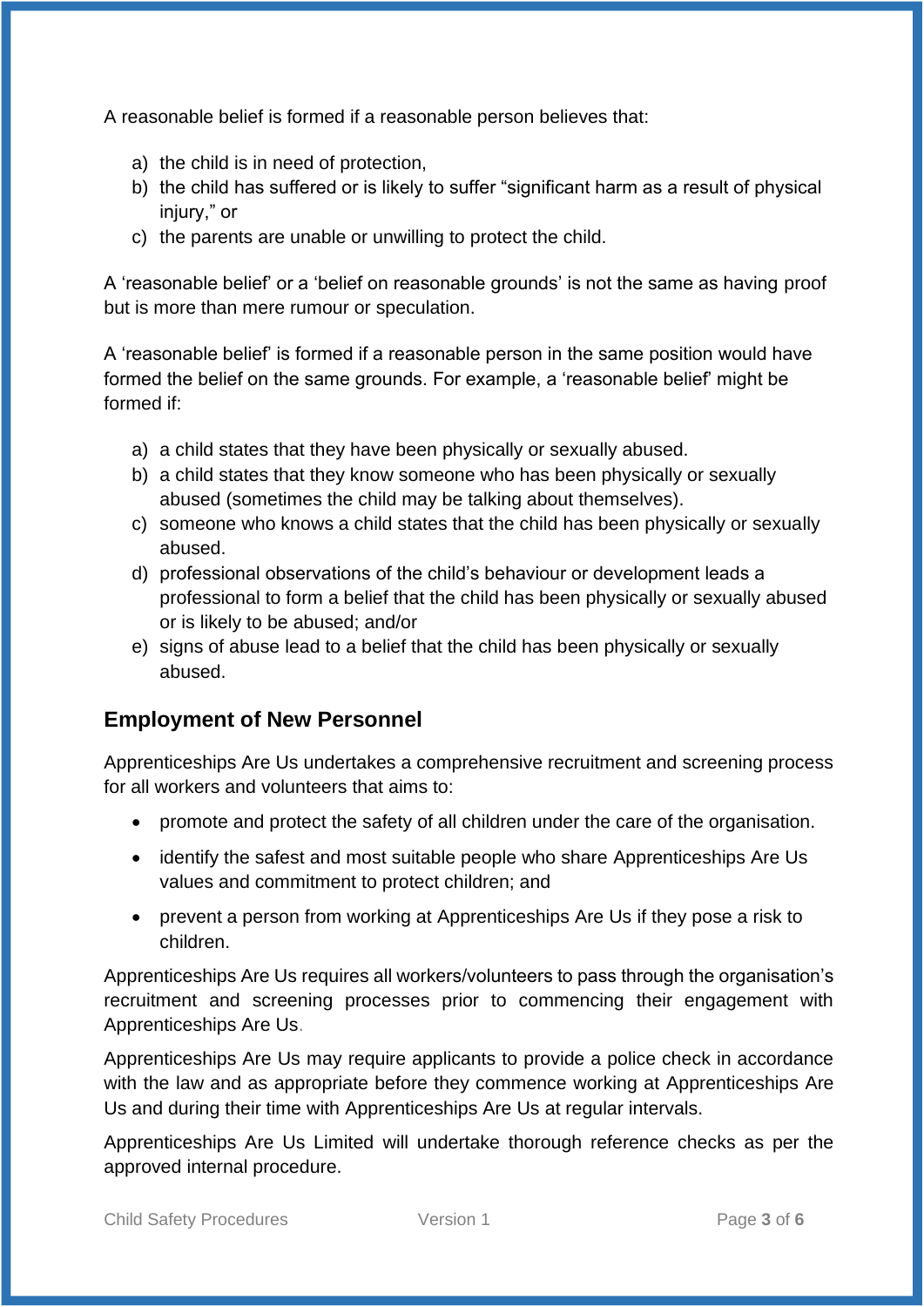A reasonable belief is formed if a reasonable person believes that:

a) the child is in need of protection,
b) the child has suffered or is likely to suffer "significant harm as a result of physical injury," or
c) the parents are unable or unwilling to protect the child.

A 'reasonable belief' or a 'belief on reasonable grounds' is not the same as having proof but is more than mere rumour or speculation.

A 'reasonable belief' is formed if a reasonable person in the same position would have formed the belief on the same grounds. For example, a 'reasonable belief' might be formed if:

a) a child states that they have been physically or sexually abused.
b) a child states that they know someone who has been physically or sexually abused (sometimes the child may be talking about themselves).
c) someone who knows a child states that the child has been physically or sexually abused.
d) professional observations of the child's behaviour or development leads a professional to form a belief that the child has been physically or sexually abused or is likely to be abused; and/or
e) signs of abuse lead to a belief that the child has been physically or sexually abused.

## Employment of New Personnel

Apprenticeships Are Us undertakes a comprehensive recruitment and screening process for all workers and volunteers that aims to:

- promote and protect the safety of all children under the care of the organisation.
- identify the safest and most suitable people who share Apprenticeships Are Us values and commitment to protect children; and
- prevent a person from working at Apprenticeships Are Us if they pose a risk to children.

Apprenticeships Are Us requires all workers/volunteers to pass through the organisation's recruitment and screening processes prior to commencing their engagement with Apprenticeships Are Us.

Apprenticeships Are Us may require applicants to provide a police check in accordance with the law and as appropriate before they commence working at Apprenticeships Are Us and during their time with Apprenticeships Are Us at regular intervals.

Apprenticeships Are Us Limited will undertake thorough reference checks as per the approved internal procedure.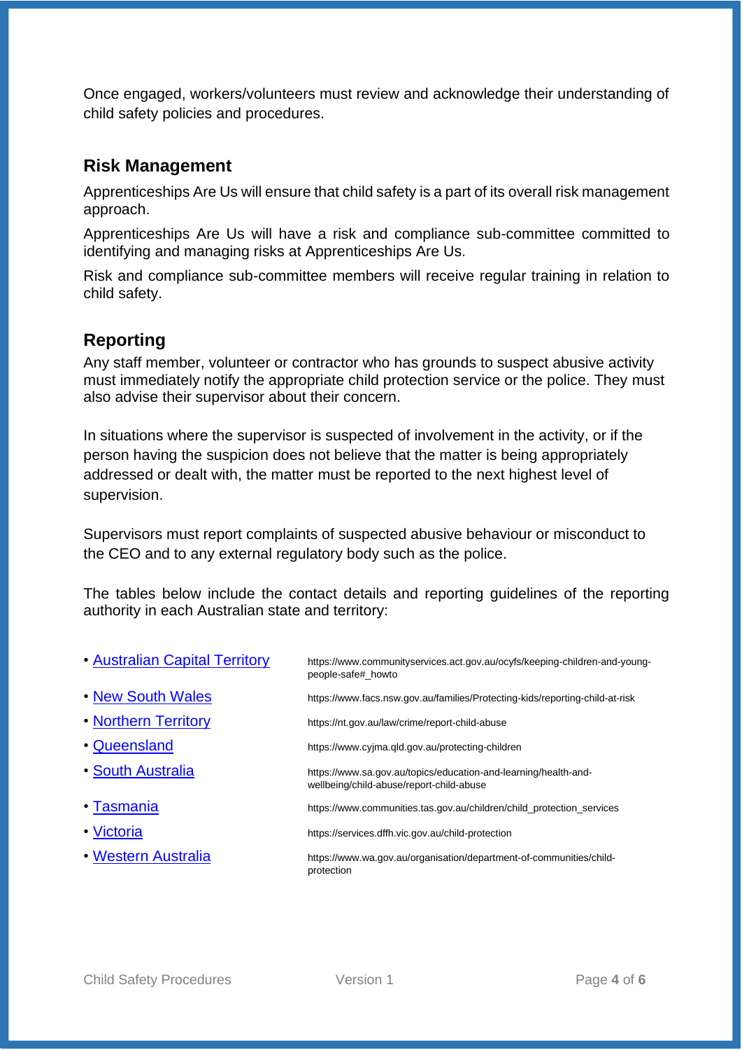Once engaged, workers/volunteers must review and acknowledge their understanding of child safety policies and procedures.

## Risk Management

Apprenticeships Are Us will ensure that child safety is a part of its overall risk management approach.

Apprenticeships Are Us will have a risk and compliance sub-committee committed to identifying and managing risks at Apprenticeships Are Us.

Risk and compliance sub-committee members will receive regular training in relation to child safety.

## Reporting

Any staff member, volunteer or contractor who has grounds to suspect abusive activity must immediately notify the appropriate child protection service or the police. They must also advise their supervisor about their concern.

In situations where the supervisor is suspected of involvement in the activity, or if the person having the suspicion does not believe that the matter is being appropriately addressed or dealt with, the matter must be reported to the next highest level of supervision.

Supervisors must report complaints of suspected abusive behaviour or misconduct to the CEO and to any external regulatory body such as the police.

The tables below include the contact details and reporting guidelines of the reporting authority in each Australian state and territory:

| | |
|---|---|
| • Australian Capital Territory | https://www.communityservices.act.gov.au/ocyfs/keeping-children-and-young-people-safe#_howto |
| • New South Wales | https://www.facs.nsw.gov.au/families/Protecting-kids/reporting-child-at-risk |
| • Northern Territory | https://nt.gov.au/law/crime/report-child-abuse |
| • Queensland | https://www.cyjma.qld.gov.au/protecting-children |
| • South Australia | https://www.sa.gov.au/topics/education-and-learning/health-and-wellbeing/child-abuse/report-child-abuse |
| • Tasmania | https://www.communities.tas.gov.au/children/child_protection_services |
| • Victoria | https://services.dffh.vic.gov.au/child-protection |
| • Western Australia | https://www.wa.gov.au/organisation/department-of-communities/child-protection |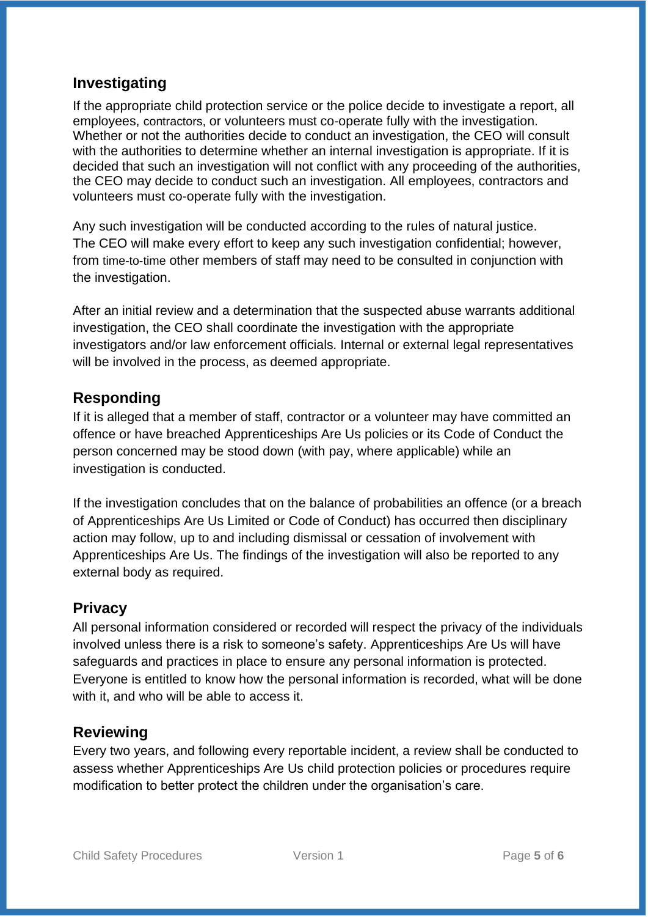## Investigating

If the appropriate child protection service or the police decide to investigate a report, all employees, contractors, or volunteers must co-operate fully with the investigation. Whether or not the authorities decide to conduct an investigation, the CEO will consult with the authorities to determine whether an internal investigation is appropriate. If it is decided that such an investigation will not conflict with any proceeding of the authorities, the CEO may decide to conduct such an investigation. All employees, contractors and volunteers must co-operate fully with the investigation.

Any such investigation will be conducted according to the rules of natural justice. The CEO will make every effort to keep any such investigation confidential; however, from time-to-time other members of staff may need to be consulted in conjunction with the investigation.

After an initial review and a determination that the suspected abuse warrants additional investigation, the CEO shall coordinate the investigation with the appropriate investigators and/or law enforcement officials. Internal or external legal representatives will be involved in the process, as deemed appropriate.

## Responding

If it is alleged that a member of staff, contractor or a volunteer may have committed an offence or have breached Apprenticeships Are Us policies or its Code of Conduct the person concerned may be stood down (with pay, where applicable) while an investigation is conducted.

If the investigation concludes that on the balance of probabilities an offence (or a breach of Apprenticeships Are Us Limited or Code of Conduct) has occurred then disciplinary action may follow, up to and including dismissal or cessation of involvement with Apprenticeships Are Us. The findings of the investigation will also be reported to any external body as required.

## Privacy

All personal information considered or recorded will respect the privacy of the individuals involved unless there is a risk to someone's safety. Apprenticeships Are Us will have safeguards and practices in place to ensure any personal information is protected. Everyone is entitled to know how the personal information is recorded, what will be done with it, and who will be able to access it.

## Reviewing

Every two years, and following every reportable incident, a review shall be conducted to assess whether Apprenticeships Are Us child protection policies or procedures require modification to better protect the children under the organisation's care.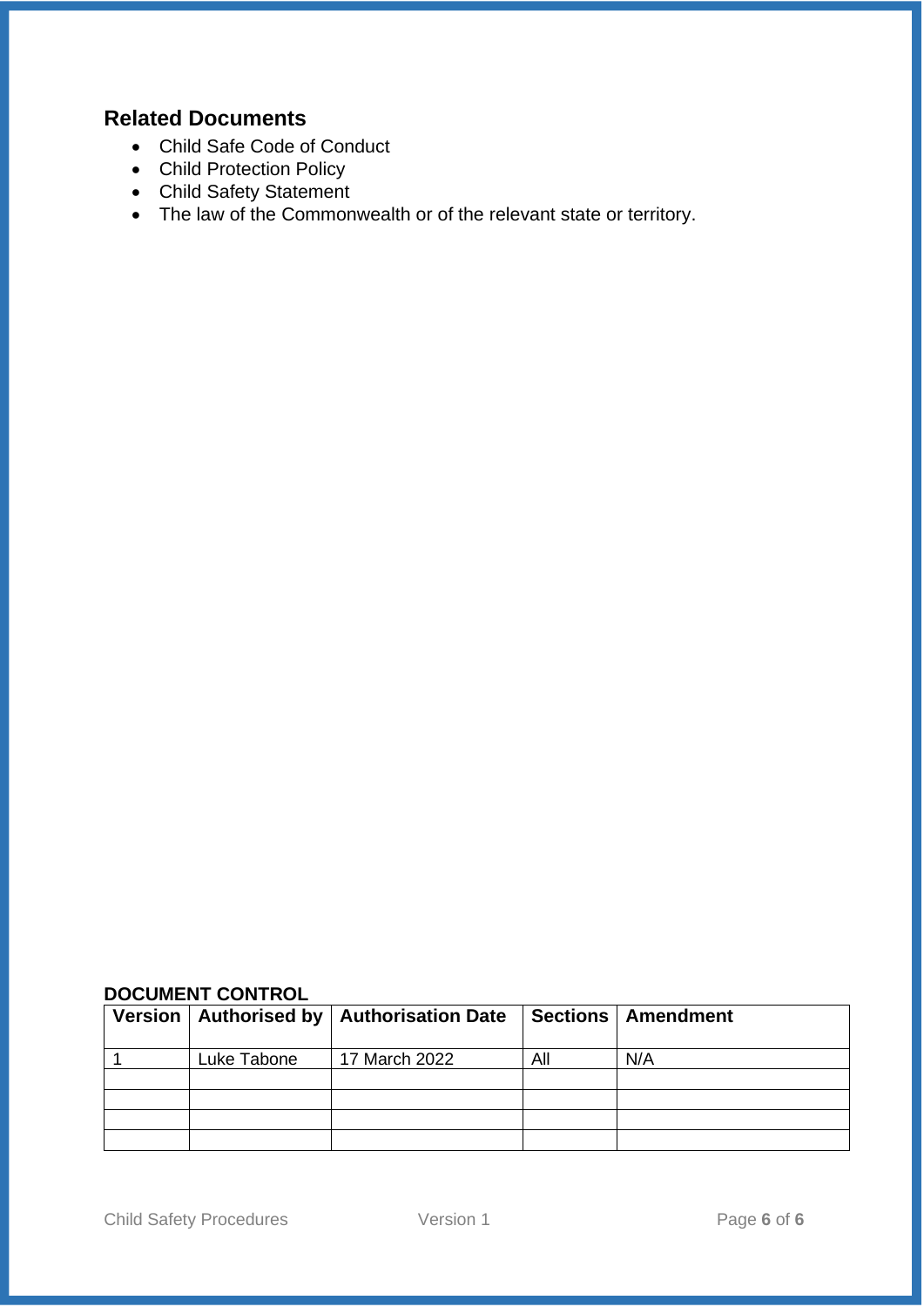## Related Documents

- Child Safe Code of Conduct
- Child Protection Policy
- Child Safety Statement
- The law of the Commonwealth or of the relevant state or territory.

**DOCUMENT CONTROL**

| Version | Authorised by | Authorisation Date | Sections | Amendment |
|---|---|---|---|---|
| 1 | Luke Tabone | 17 March 2022 | All | N/A |
| | | | | |
| | | | | |
| | | | | |
| | | | | |